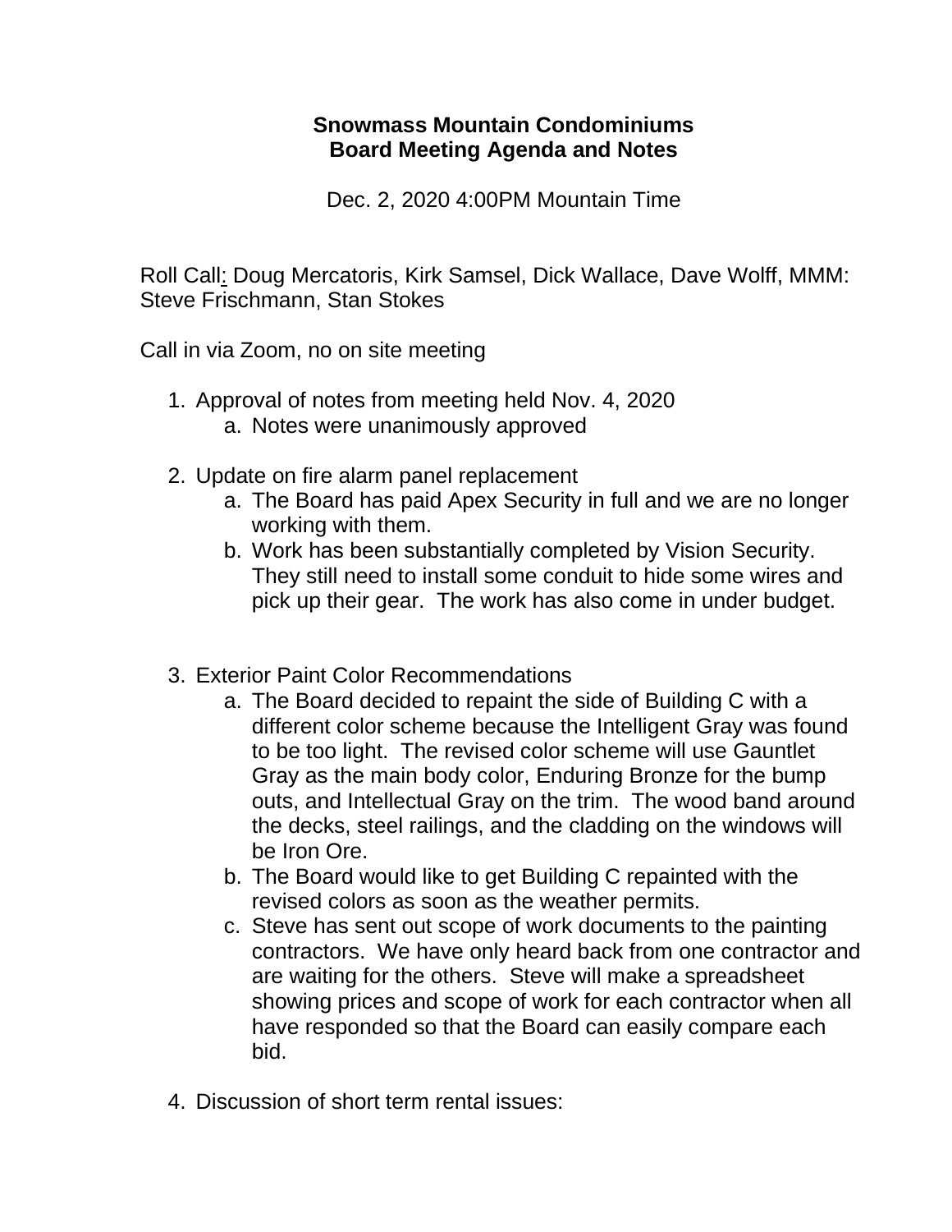**Snowmass Mountain Condominiums**
**Board Meeting Agenda and Notes**

Dec. 2, 2020 4:00PM Mountain Time

Roll Call: Doug Mercatoris, Kirk Samsel, Dick Wallace, Dave Wolff, MMM: Steve Frischmann, Stan Stokes

Call in via Zoom, no on site meeting

1. Approval of notes from meeting held Nov. 4, 2020
   a. Notes were unanimously approved

2. Update on fire alarm panel replacement
   a. The Board has paid Apex Security in full and we are no longer working with them.
   b. Work has been substantially completed by Vision Security. They still need to install some conduit to hide some wires and pick up their gear. The work has also come in under budget.

3. Exterior Paint Color Recommendations
   a. The Board decided to repaint the side of Building C with a different color scheme because the Intelligent Gray was found to be too light. The revised color scheme will use Gauntlet Gray as the main body color, Enduring Bronze for the bump outs, and Intellectual Gray on the trim. The wood band around the decks, steel railings, and the cladding on the windows will be Iron Ore.
   b. The Board would like to get Building C repainted with the revised colors as soon as the weather permits.
   c. Steve has sent out scope of work documents to the painting contractors. We have only heard back from one contractor and are waiting for the others. Steve will make a spreadsheet showing prices and scope of work for each contractor when all have responded so that the Board can easily compare each bid.

4. Discussion of short term rental issues: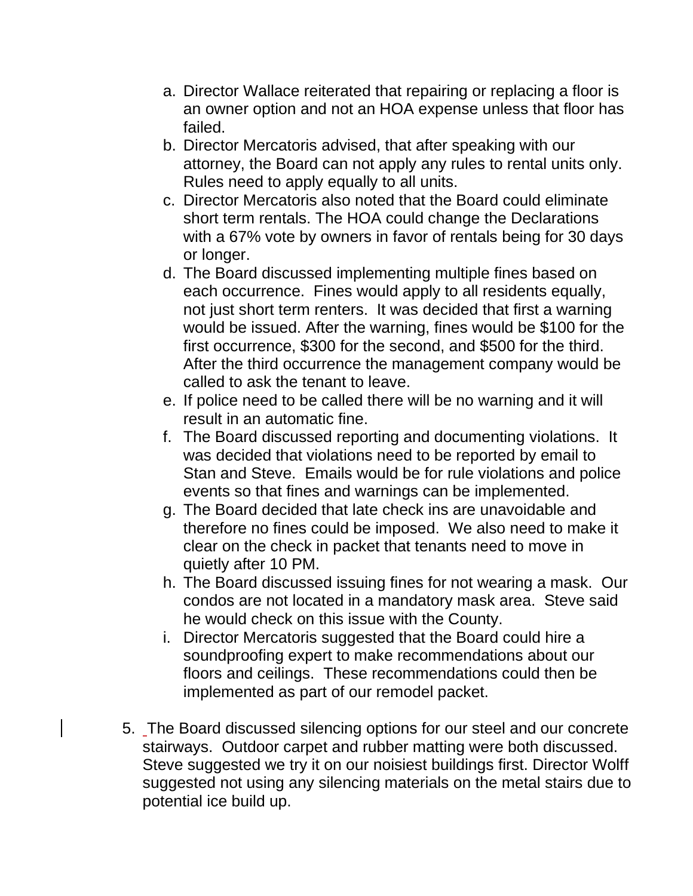a. Director Wallace reiterated that repairing or replacing a floor is an owner option and not an HOA expense unless that floor has failed.
b. Director Mercatoris advised, that after speaking with our attorney, the Board can not apply any rules to rental units only. Rules need to apply equally to all units.
c. Director Mercatoris also noted that the Board could eliminate short term rentals. The HOA could change the Declarations with a 67% vote by owners in favor of rentals being for 30 days or longer.
d. The Board discussed implementing multiple fines based on each occurrence. Fines would apply to all residents equally, not just short term renters. It was decided that first a warning would be issued. After the warning, fines would be $100 for the first occurrence, $300 for the second, and $500 for the third. After the third occurrence the management company would be called to ask the tenant to leave.
e. If police need to be called there will be no warning and it will result in an automatic fine.
f. The Board discussed reporting and documenting violations. It was decided that violations need to be reported by email to Stan and Steve. Emails would be for rule violations and police events so that fines and warnings can be implemented.
g. The Board decided that late check ins are unavoidable and therefore no fines could be imposed. We also need to make it clear on the check in packet that tenants need to move in quietly after 10 PM.
h. The Board discussed issuing fines for not wearing a mask. Our condos are not located in a mandatory mask area. Steve said he would check on this issue with the County.
i. Director Mercatoris suggested that the Board could hire a soundproofing expert to make recommendations about our floors and ceilings. These recommendations could then be implemented as part of our remodel packet.

5. The Board discussed silencing options for our steel and our concrete stairways. Outdoor carpet and rubber matting were both discussed. Steve suggested we try it on our noisiest buildings first. Director Wolff suggested not using any silencing materials on the metal stairs due to potential ice build up.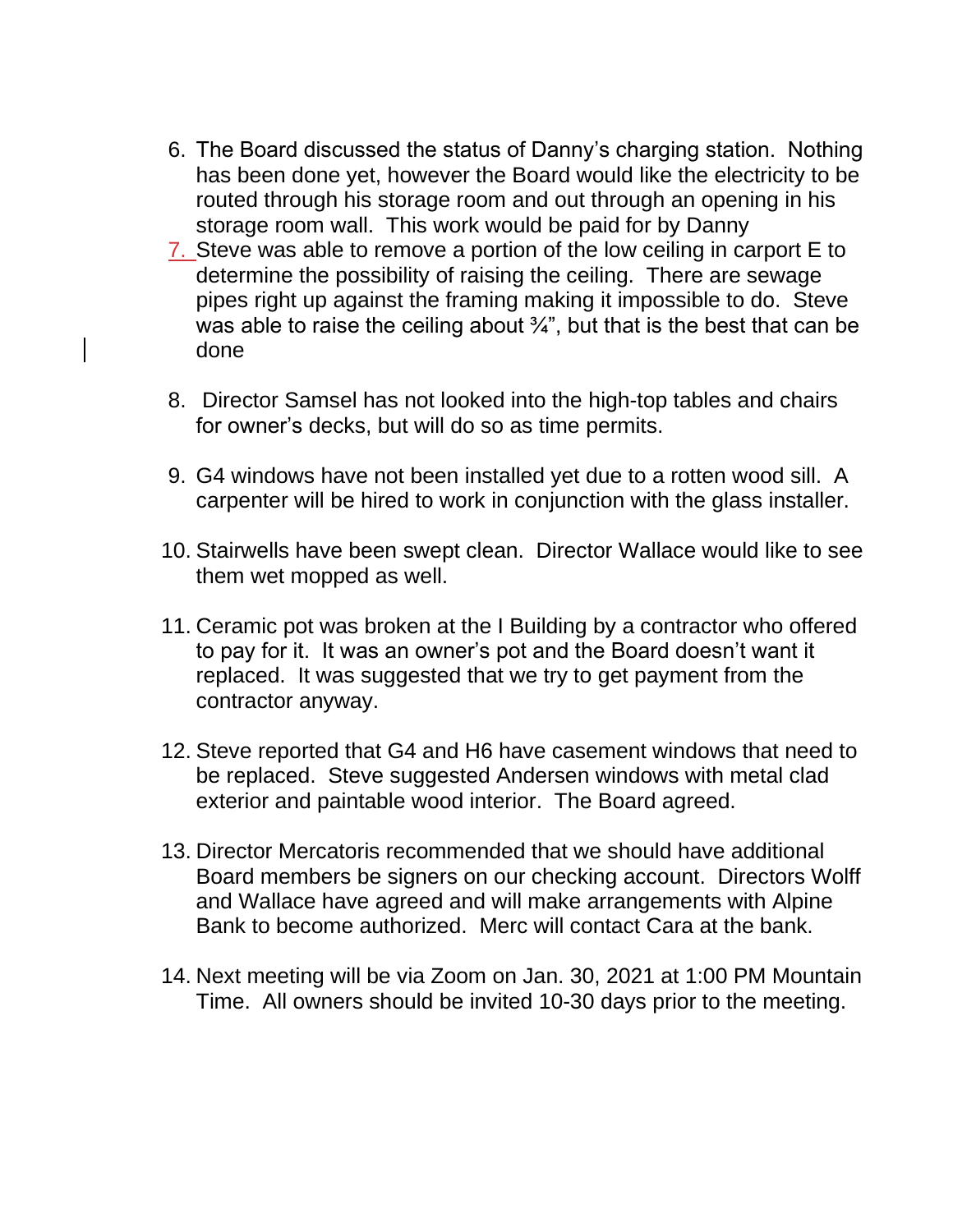6. The Board discussed the status of Danny's charging station. Nothing has been done yet, however the Board would like the electricity to be routed through his storage room and out through an opening in his storage room wall. This work would be paid for by Danny
7. Steve was able to remove a portion of the low ceiling in carport E to determine the possibility of raising the ceiling. There are sewage pipes right up against the framing making it impossible to do. Steve was able to raise the ceiling about ¾", but that is the best that can be done

8. Director Samsel has not looked into the high-top tables and chairs for owner's decks, but will do so as time permits.

9. G4 windows have not been installed yet due to a rotten wood sill. A carpenter will be hired to work in conjunction with the glass installer.

10. Stairwells have been swept clean. Director Wallace would like to see them wet mopped as well.

11. Ceramic pot was broken at the I Building by a contractor who offered to pay for it. It was an owner's pot and the Board doesn't want it replaced. It was suggested that we try to get payment from the contractor anyway.

12. Steve reported that G4 and H6 have casement windows that need to be replaced. Steve suggested Andersen windows with metal clad exterior and paintable wood interior. The Board agreed.

13. Director Mercatoris recommended that we should have additional Board members be signers on our checking account. Directors Wolff and Wallace have agreed and will make arrangements with Alpine Bank to become authorized. Merc will contact Cara at the bank.

14. Next meeting will be via Zoom on Jan. 30, 2021 at 1:00 PM Mountain Time. All owners should be invited 10-30 days prior to the meeting.